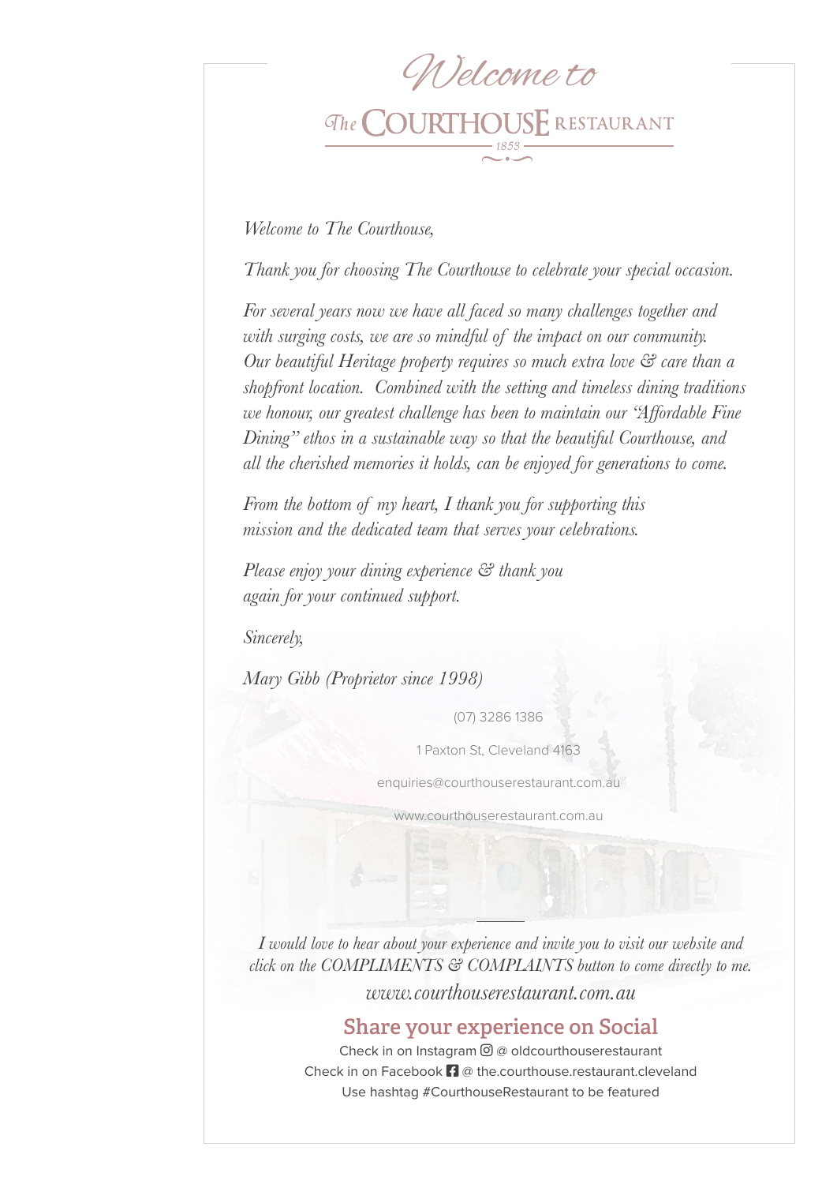# Welcome to

## The COURTHOUSE RESTAURANT

1853

*Welcome to The Courthouse,*

*Thank you for choosing The Courthouse to celebrate your special occasion.*

*For several years now we have all faced so many challenges together and with surging costs, we are so mindful of the impact on our community. Our beautiful Heritage property requires so much extra love & care than a shopfront location. Combined with the setting and timeless dining traditions we honour, our greatest challenge has been to maintain our "Affordable Fine Dining" ethos in a sustainable way so that the beautiful Courthouse, and all the cherished memories it holds, can be enjoyed for generations to come.*

*From the bottom of my heart, I thank you for supporting this mission and the dedicated team that serves your celebrations.*

*Please enjoy your dining experience & thank you again for your continued support.*

*Sincerely,*

*Mary Gibb (Proprietor since 1998)*

(07) 3286 1386

1 Paxton St, Cleveland 4163

enquiries@courthouserestaurant.com.au

www.courthouserestaurant.com.au

---

*I would love to hear about your experience and invite you to visit our website and click on the COMPLIMENTS & COMPLAINTS button to come directly to me.*

*www.courthouserestaurant.com.au*

## Share your experience on Social

Check in on Instagram @ oldcourthouserestaurant
Check in on Facebook @ the.courthouse.restaurant.cleveland
Use hashtag #CourthouseRestaurant to be featured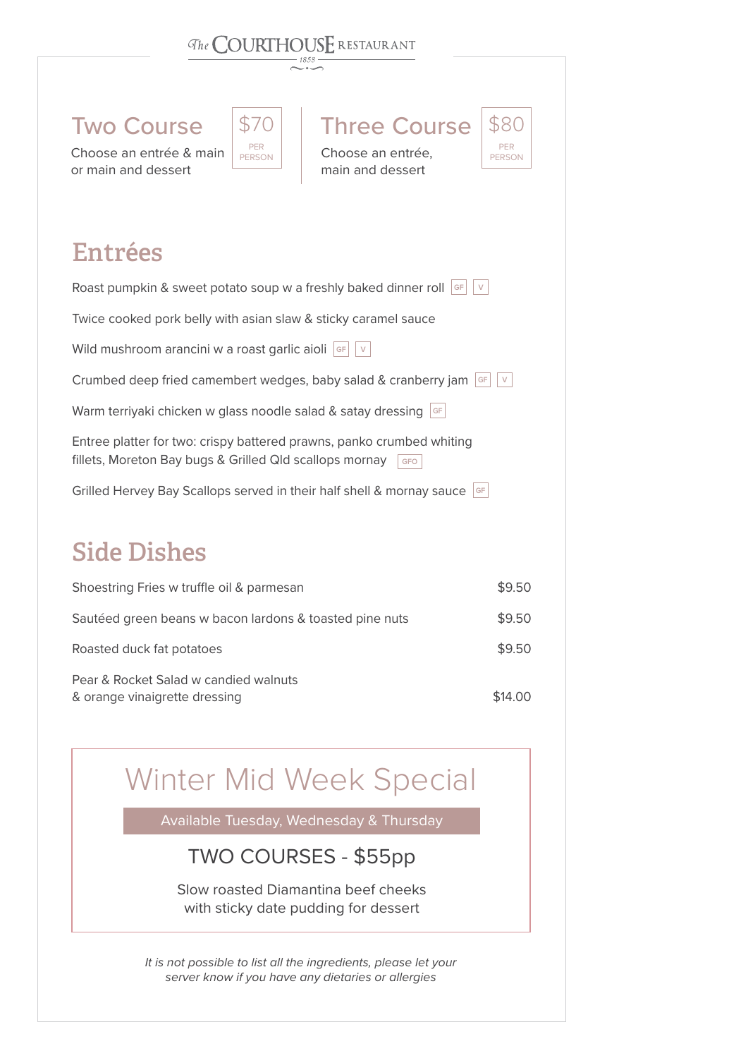The COURTHOUSE RESTAURANT
1858

## Two Course — $70 PER PERSON

Choose an entrée & main or main and dessert

## Three Course — $80 PER PERSON

Choose an entrée, main and dessert

## Entrées

Roast pumpkin & sweet potato soup w a freshly baked dinner roll GF V

Twice cooked pork belly with asian slaw & sticky caramel sauce

Wild mushroom arancini w a roast garlic aioli GF V

Crumbed deep fried camembert wedges, baby salad & cranberry jam GF V

Warm terriyaki chicken w glass noodle salad & satay dressing GF

Entree platter for two: crispy battered prawns, panko crumbed whiting fillets, Moreton Bay bugs & Grilled Qld scallops mornay GFO

Grilled Hervey Bay Scallops served in their half shell & mornay sauce GF

## Side Dishes

| Dish | Price |
|---|---|
| Shoestring Fries w truffle oil & parmesan | $9.50 |
| Sautéed green beans w bacon lardons & toasted pine nuts | $9.50 |
| Roasted duck fat potatoes | $9.50 |
| Pear & Rocket Salad w candied walnuts & orange vinaigrette dressing | $14.00 |

## Winter Mid Week Special

Available Tuesday, Wednesday & Thursday

TWO COURSES - $55pp

Slow roasted Diamantina beef cheeks with sticky date pudding for dessert

*It is not possible to list all the ingredients, please let your server know if you have any dietaries or allergies*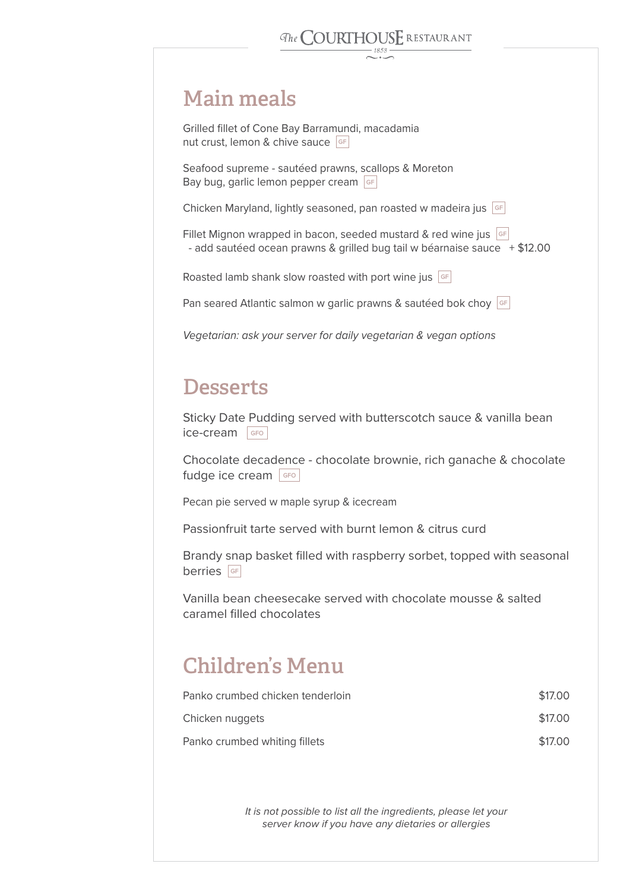The COURTHOUSE RESTAURANT
1853

## Main meals

Grilled fillet of Cone Bay Barramundi, macadamia nut crust, lemon & chive sauce GF

Seafood supreme - sautéed prawns, scallops & Moreton Bay bug, garlic lemon pepper cream GF

Chicken Maryland, lightly seasoned, pan roasted w madeira jus GF

Fillet Mignon wrapped in bacon, seeded mustard & red wine jus GF
- add sautéed ocean prawns & grilled bug tail w béarnaise sauce + $12.00

Roasted lamb shank slow roasted with port wine jus GF

Pan seared Atlantic salmon w garlic prawns & sautéed bok choy GF

*Vegetarian: ask your server for daily vegetarian & vegan options*

## Desserts

Sticky Date Pudding served with butterscotch sauce & vanilla bean ice-cream GFO

Chocolate decadence - chocolate brownie, rich ganache & chocolate fudge ice cream GFO

Pecan pie served w maple syrup & icecream

Passionfruit tarte served with burnt lemon & citrus curd

Brandy snap basket filled with raspberry sorbet, topped with seasonal berries GF

Vanilla bean cheesecake served with chocolate mousse & salted caramel filled chocolates

## Children's Menu

| | |
|---|---|
| Panko crumbed chicken tenderloin | $17.00 |
| Chicken nuggets | $17.00 |
| Panko crumbed whiting fillets | $17.00 |

*It is not possible to list all the ingredients, please let your server know if you have any dietaries or allergies*